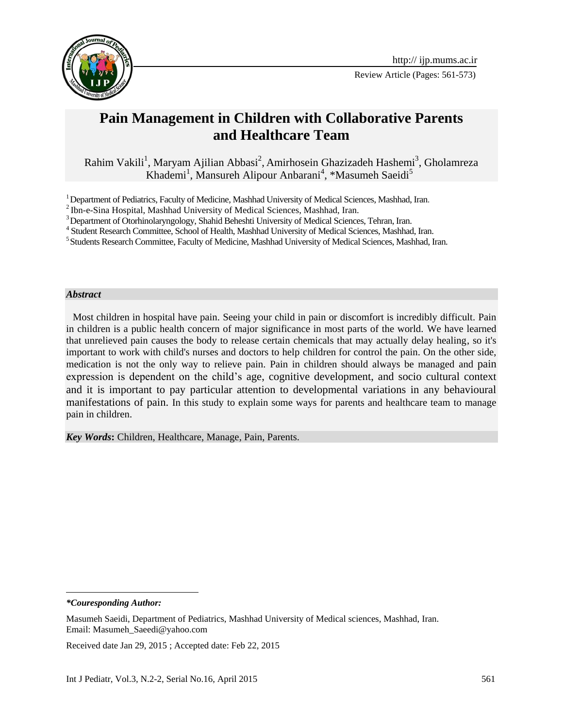Review Article

# Pain Management in Children with Collaborative Parents and Healthcare Team

Rahim Vakili[1], Maryam Ajilian Abbasi[2], Amirhosein Ghazizadeh Hashemi[3], Gholamreza Khademi[1], Mansureh Alipour Anbarani[4], *Masumeh Saeidi[5]

[1] Department of Pediatrics, Faculty of Medicine, Mashhad University of Medical Sciences, Mashhad, Iran.
[2] Ibn-e-Sina Hospital, Mashhad University of Medical Sciences, Mashhad, Iran.
[3] Department of Otorhinolaryngology, Shahid Beheshti University of Medical Sciences, Tehran, Iran.
[4] Student Research Committee, School of Health, Mashhad University of Medical Sciences, Mashhad, Iran.
[5] Students Research Committee, Faculty of Medicine, Mashhad University of Medical Sciences, Mashhad, Iran.

***Abstract***

Most children in hospital have pain. Seeing your child in pain or discomfort is incredibly difficult. Pain in children is a public health concern of major significance in most parts of the world. We have learned that unrelieved pain causes the body to release certain chemicals that may actually delay healing, so it's important to work with child's nurses and doctors to help children for control the pain. On the other side, medication is not the only way to relieve pain. Pain in children should always be managed and pain expression is dependent on the child's age, cognitive development, and socio cultural context and it is important to pay particular attention to developmental variations in any behavioural manifestations of pain. In this study to explain some ways for parents and healthcare team to manage pain in children.

***Key Words*:** Children, Healthcare, Manage, Pain, Parents.

---

***Couresponding Author:**

Masumeh Saeidi, Department of Pediatrics, Mashhad University of Medical sciences, Mashhad, Iran.
Email: Masumeh_Saeedi@yahoo.com

Received date Jan 29, 2015 ; Accepted date: Feb 22, 2015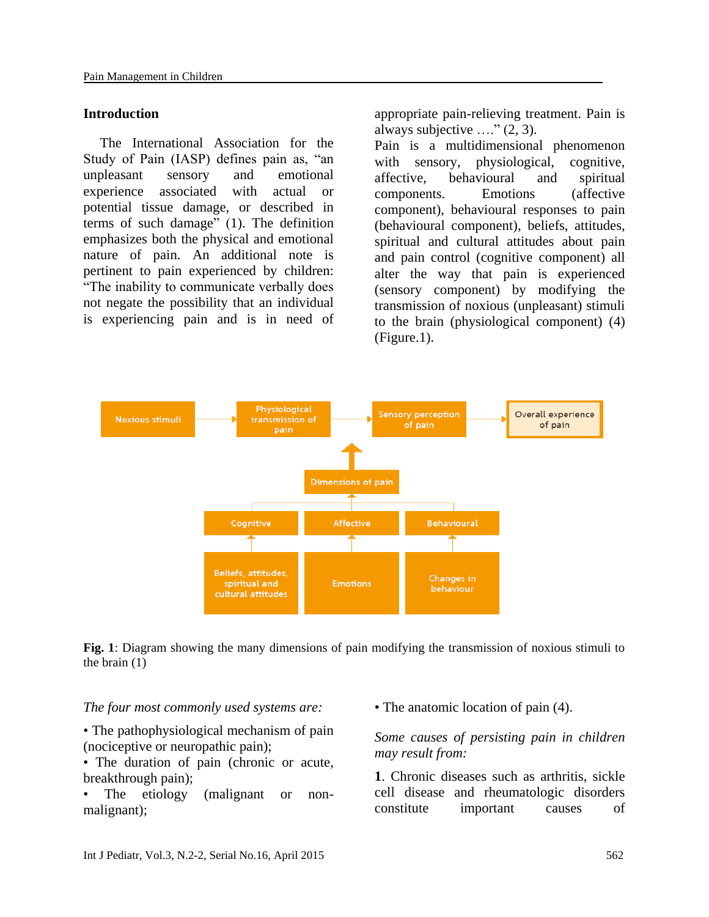## Introduction

The International Association for the Study of Pain (IASP) defines pain as, "an unpleasant sensory and emotional experience associated with actual or potential tissue damage, or described in terms of such damage" (1). The definition emphasizes both the physical and emotional nature of pain. An additional note is pertinent to pain experienced by children: "The inability to communicate verbally does not negate the possibility that an individual is experiencing pain and is in need of appropriate pain-relieving treatment. Pain is always subjective …." (2, 3).

Pain is a multidimensional phenomenon with sensory, physiological, cognitive, affective, behavioural and spiritual components. Emotions (affective component), behavioural responses to pain (behavioural component), beliefs, attitudes, spiritual and cultural attitudes about pain and pain control (cognitive component) all alter the way that pain is experienced (sensory component) by modifying the transmission of noxious (unpleasant) stimuli to the brain (physiological component) (4) (Figure.1).

**Fig. 1**: Diagram showing the many dimensions of pain modifying the transmission of noxious stimuli to the brain (1)

*The four most commonly used systems are:*

- The pathophysiological mechanism of pain (nociceptive or neuropathic pain);
- The duration of pain (chronic or acute, breakthrough pain);
- The etiology (malignant or non-malignant);
- The anatomic location of pain (4).

*Some causes of persisting pain in children may result from:*

**1**. Chronic diseases such as arthritis, sickle cell disease and rheumatologic disorders constitute important causes of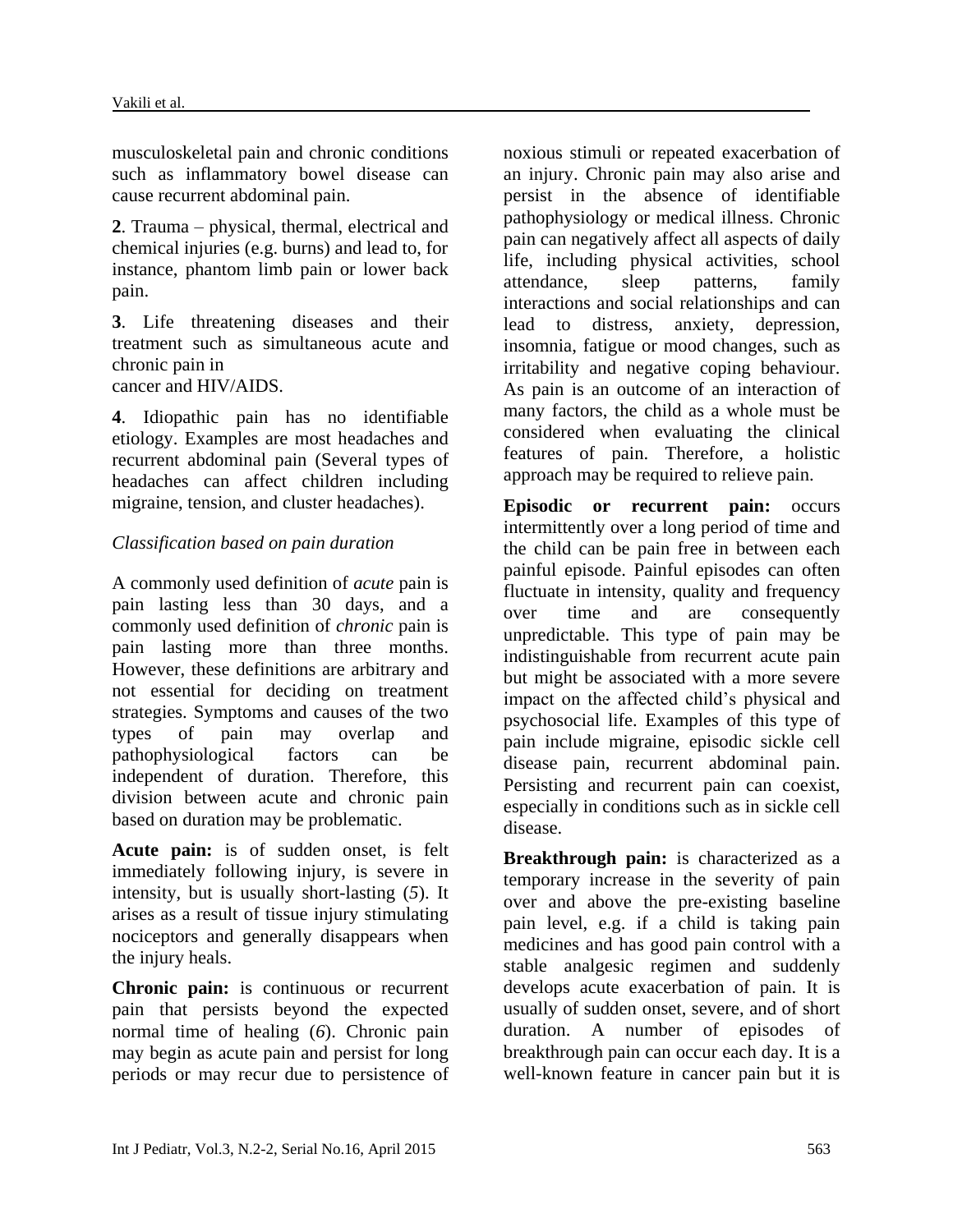musculoskeletal pain and chronic conditions such as inflammatory bowel disease can cause recurrent abdominal pain.

**2**. Trauma – physical, thermal, electrical and chemical injuries (e.g. burns) and lead to, for instance, phantom limb pain or lower back pain.

**3**. Life threatening diseases and their treatment such as simultaneous acute and chronic pain in
cancer and HIV/AIDS.

**4**. Idiopathic pain has no identifiable etiology. Examples are most headaches and recurrent abdominal pain (Several types of headaches can affect children including migraine, tension, and cluster headaches).

*Classification based on pain duration*

A commonly used definition of *acute* pain is pain lasting less than 30 days, and a commonly used definition of *chronic* pain is pain lasting more than three months. However, these definitions are arbitrary and not essential for deciding on treatment strategies. Symptoms and causes of the two types of pain may overlap and pathophysiological factors can be independent of duration. Therefore, this division between acute and chronic pain based on duration may be problematic.

**Acute pain:** is of sudden onset, is felt immediately following injury, is severe in intensity, but is usually short-lasting (*5*). It arises as a result of tissue injury stimulating nociceptors and generally disappears when the injury heals.

**Chronic pain:** is continuous or recurrent pain that persists beyond the expected normal time of healing (*6*). Chronic pain may begin as acute pain and persist for long periods or may recur due to persistence of noxious stimuli or repeated exacerbation of an injury. Chronic pain may also arise and persist in the absence of identifiable pathophysiology or medical illness. Chronic pain can negatively affect all aspects of daily life, including physical activities, school attendance, sleep patterns, family interactions and social relationships and can lead to distress, anxiety, depression, insomnia, fatigue or mood changes, such as irritability and negative coping behaviour. As pain is an outcome of an interaction of many factors, the child as a whole must be considered when evaluating the clinical features of pain. Therefore, a holistic approach may be required to relieve pain.

**Episodic or recurrent pain:** occurs intermittently over a long period of time and the child can be pain free in between each painful episode. Painful episodes can often fluctuate in intensity, quality and frequency over time and are consequently unpredictable. This type of pain may be indistinguishable from recurrent acute pain but might be associated with a more severe impact on the affected child's physical and psychosocial life. Examples of this type of pain include migraine, episodic sickle cell disease pain, recurrent abdominal pain. Persisting and recurrent pain can coexist, especially in conditions such as in sickle cell disease.

**Breakthrough pain:** is characterized as a temporary increase in the severity of pain over and above the pre-existing baseline pain level, e.g. if a child is taking pain medicines and has good pain control with a stable analgesic regimen and suddenly develops acute exacerbation of pain. It is usually of sudden onset, severe, and of short duration. A number of episodes of breakthrough pain can occur each day. It is a well-known feature in cancer pain but it is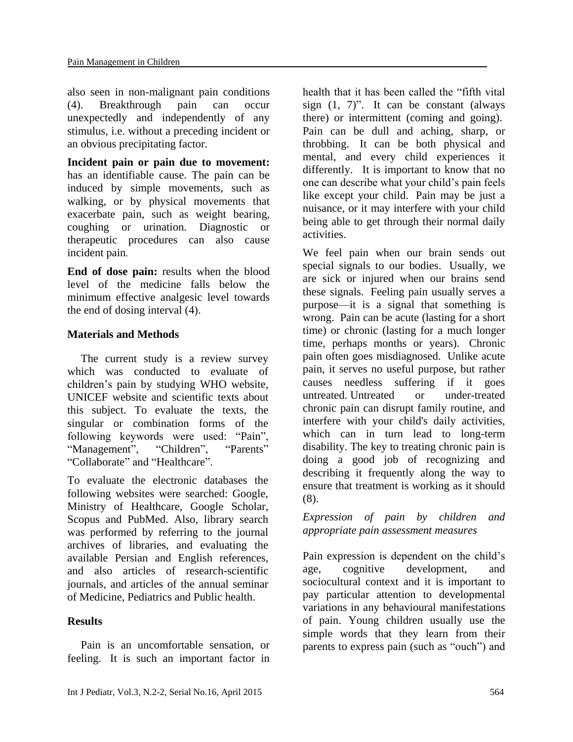also seen in non-malignant pain conditions (4). Breakthrough pain can occur unexpectedly and independently of any stimulus, i.e. without a preceding incident or an obvious precipitating factor.

**Incident pain or pain due to movement:** has an identifiable cause. The pain can be induced by simple movements, such as walking, or by physical movements that exacerbate pain, such as weight bearing, coughing or urination. Diagnostic or therapeutic procedures can also cause incident pain.

**End of dose pain:** results when the blood level of the medicine falls below the minimum effective analgesic level towards the end of dosing interval (4).

## Materials and Methods

The current study is a review survey which was conducted to evaluate of children's pain by studying WHO website, UNICEF website and scientific texts about this subject. To evaluate the texts, the singular or combination forms of the following keywords were used: "Pain", "Management", "Children", "Parents" "Collaborate" and "Healthcare".

To evaluate the electronic databases the following websites were searched: Google, Ministry of Healthcare, Google Scholar, Scopus and PubMed. Also, library search was performed by referring to the journal archives of libraries, and evaluating the available Persian and English references, and also articles of research-scientific journals, and articles of the annual seminar of Medicine, Pediatrics and Public health.

## Results

Pain is an uncomfortable sensation, or feeling. It is such an important factor in health that it has been called the "fifth vital sign (1, 7)". It can be constant (always there) or intermittent (coming and going). Pain can be dull and aching, sharp, or throbbing. It can be both physical and mental, and every child experiences it differently. It is important to know that no one can describe what your child's pain feels like except your child. Pain may be just a nuisance, or it may interfere with your child being able to get through their normal daily activities.

We feel pain when our brain sends out special signals to our bodies. Usually, we are sick or injured when our brains send these signals. Feeling pain usually serves a purpose—it is a signal that something is wrong. Pain can be acute (lasting for a short time) or chronic (lasting for a much longer time, perhaps months or years). Chronic pain often goes misdiagnosed. Unlike acute pain, it serves no useful purpose, but rather causes needless suffering if it goes untreated. Untreated or under-treated chronic pain can disrupt family routine, and interfere with your child's daily activities, which can in turn lead to long-term disability. The key to treating chronic pain is doing a good job of recognizing and describing it frequently along the way to ensure that treatment is working as it should (8).

### *Expression of pain by children and appropriate pain assessment measures*

Pain expression is dependent on the child's age, cognitive development, and sociocultural context and it is important to pay particular attention to developmental variations in any behavioural manifestations of pain. Young children usually use the simple words that they learn from their parents to express pain (such as "ouch") and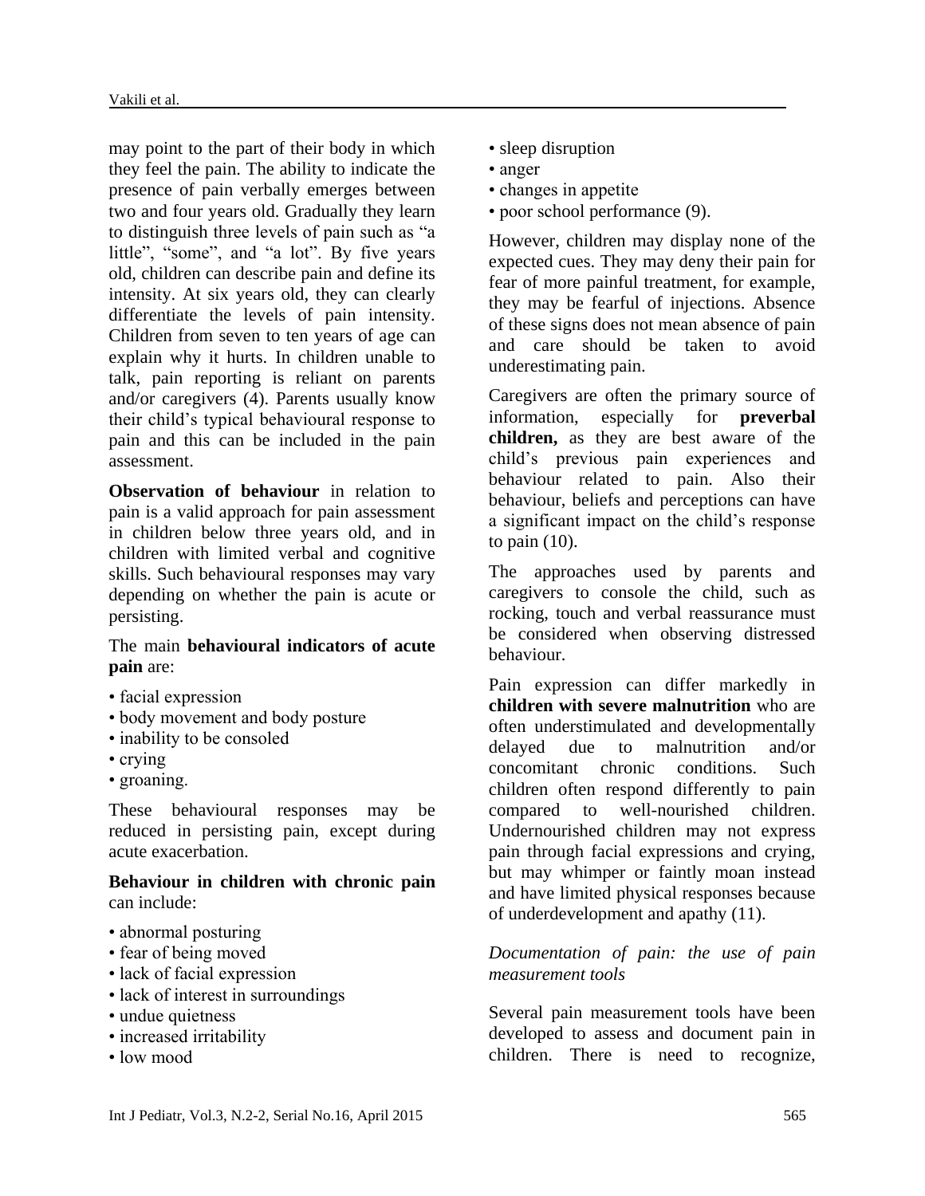may point to the part of their body in which they feel the pain. The ability to indicate the presence of pain verbally emerges between two and four years old. Gradually they learn to distinguish three levels of pain such as "a little", "some", and "a lot". By five years old, children can describe pain and define its intensity. At six years old, they can clearly differentiate the levels of pain intensity. Children from seven to ten years of age can explain why it hurts. In children unable to talk, pain reporting is reliant on parents and/or caregivers (4). Parents usually know their child's typical behavioural response to pain and this can be included in the pain assessment.

**Observation of behaviour** in relation to pain is a valid approach for pain assessment in children below three years old, and in children with limited verbal and cognitive skills. Such behavioural responses may vary depending on whether the pain is acute or persisting.

The main **behavioural indicators of acute pain** are:

- facial expression
- body movement and body posture
- inability to be consoled
- crying
- groaning.

These behavioural responses may be reduced in persisting pain, except during acute exacerbation.

**Behaviour in children with chronic pain** can include:

- abnormal posturing
- fear of being moved
- lack of facial expression
- lack of interest in surroundings
- undue quietness
- increased irritability
- low mood
- sleep disruption
- anger
- changes in appetite
- poor school performance (9).

However, children may display none of the expected cues. They may deny their pain for fear of more painful treatment, for example, they may be fearful of injections. Absence of these signs does not mean absence of pain and care should be taken to avoid underestimating pain.

Caregivers are often the primary source of information, especially for **preverbal children,** as they are best aware of the child's previous pain experiences and behaviour related to pain. Also their behaviour, beliefs and perceptions can have a significant impact on the child's response to pain (10).

The approaches used by parents and caregivers to console the child, such as rocking, touch and verbal reassurance must be considered when observing distressed behaviour.

Pain expression can differ markedly in **children with severe malnutrition** who are often understimulated and developmentally delayed due to malnutrition and/or concomitant chronic conditions. Such children often respond differently to pain compared to well-nourished children. Undernourished children may not express pain through facial expressions and crying, but may whimper or faintly moan instead and have limited physical responses because of underdevelopment and apathy (11).

*Documentation of pain: the use of pain measurement tools*

Several pain measurement tools have been developed to assess and document pain in children. There is need to recognize,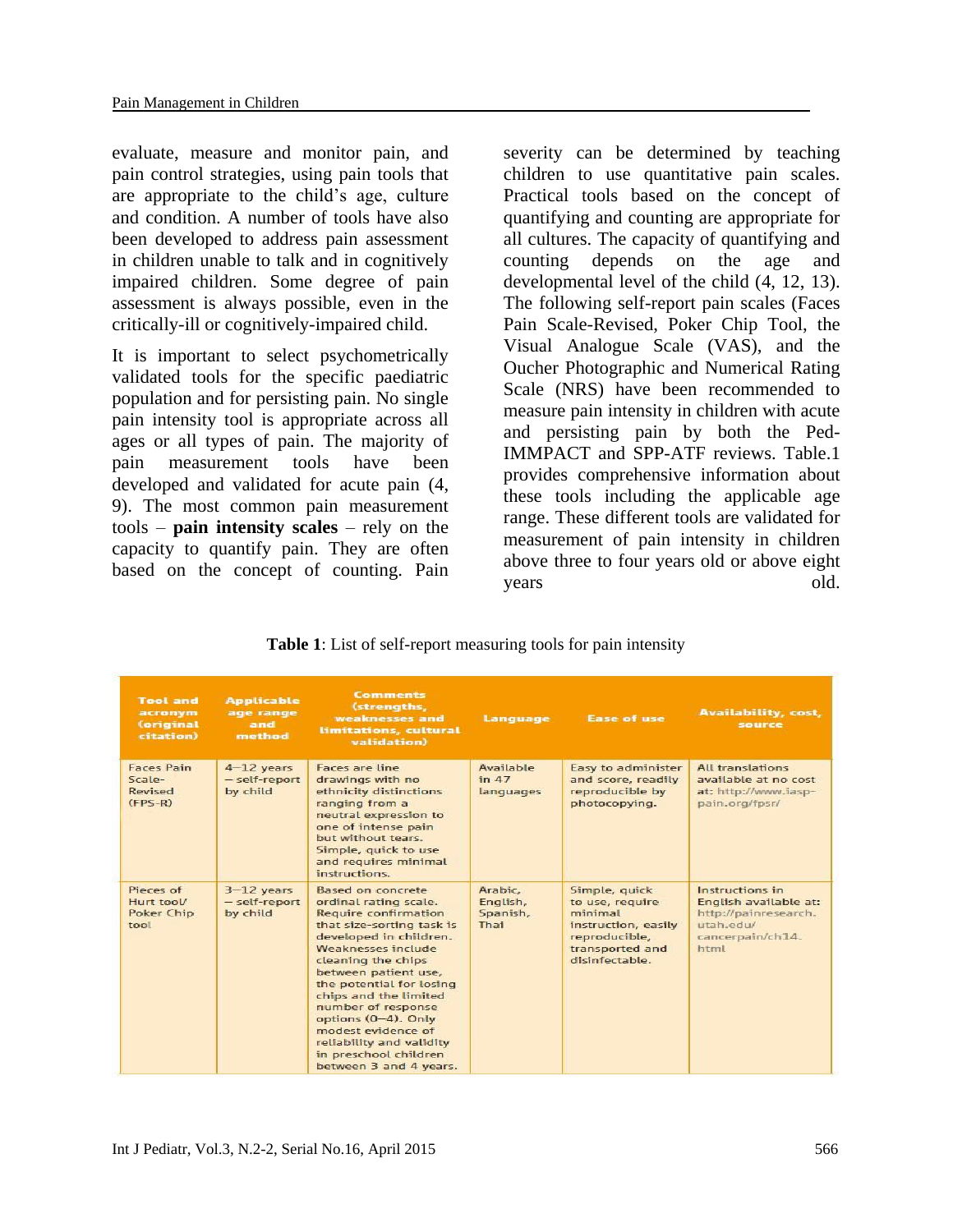evaluate, measure and monitor pain, and pain control strategies, using pain tools that are appropriate to the child's age, culture and condition. A number of tools have also been developed to address pain assessment in children unable to talk and in cognitively impaired children. Some degree of pain assessment is always possible, even in the critically-ill or cognitively-impaired child.

It is important to select psychometrically validated tools for the specific paediatric population and for persisting pain. No single pain intensity tool is appropriate across all ages or all types of pain. The majority of pain measurement tools have been developed and validated for acute pain (4, 9). The most common pain measurement tools – **pain intensity scales** – rely on the capacity to quantify pain. They are often based on the concept of counting. Pain severity can be determined by teaching children to use quantitative pain scales. Practical tools based on the concept of quantifying and counting are appropriate for all cultures. The capacity of quantifying and counting depends on the age and developmental level of the child (4, 12, 13). The following self-report pain scales (Faces Pain Scale-Revised, Poker Chip Tool, the Visual Analogue Scale (VAS), and the Oucher Photographic and Numerical Rating Scale (NRS) have been recommended to measure pain intensity in children with acute and persisting pain by both the Ped-IMMPACT and SPP-ATF reviews. Table.1 provides comprehensive information about these tools including the applicable age range. These different tools are validated for measurement of pain intensity in children above three to four years old or above eight years old.

**Table 1**: List of self-report measuring tools for pain intensity

| Tool and acronym (original citation) | Applicable age range and method | Comments (strengths, weaknesses and limitations, cultural validation) | Language | Ease of use | Availability, cost, source |
|---|---|---|---|---|---|
| Faces Pain Scale-Revised (FPS-R) | 4–12 years – self-report by child | Faces are line drawings with no ethnicity distinctions ranging from a neutral expression to one of intense pain but without tears. Simple, quick to use and requires minimal instructions. | Available in 47 languages | Easy to administer and score, readily reproducible by photocopying. | All translations available at no cost at: http://www.iasp-pain.org/fpsr/ |
| Pieces of Hurt tool/ Poker Chip tool | 3–12 years – self-report by child | Based on concrete ordinal rating scale. Require confirmation that size-sorting task is developed in children. Weaknesses include cleaning the chips between patient use, the potential for losing chips and the limited number of response options (0–4). Only modest evidence of reliability and validity in preschool children between 3 and 4 years. | Arabic, English, Spanish, Thai | Simple, quick to use, require minimal instruction, easily reproducible, transported and disinfectable. | Instructions in English available at: http://painresearch.utah.edu/cancerpain/ch14.html |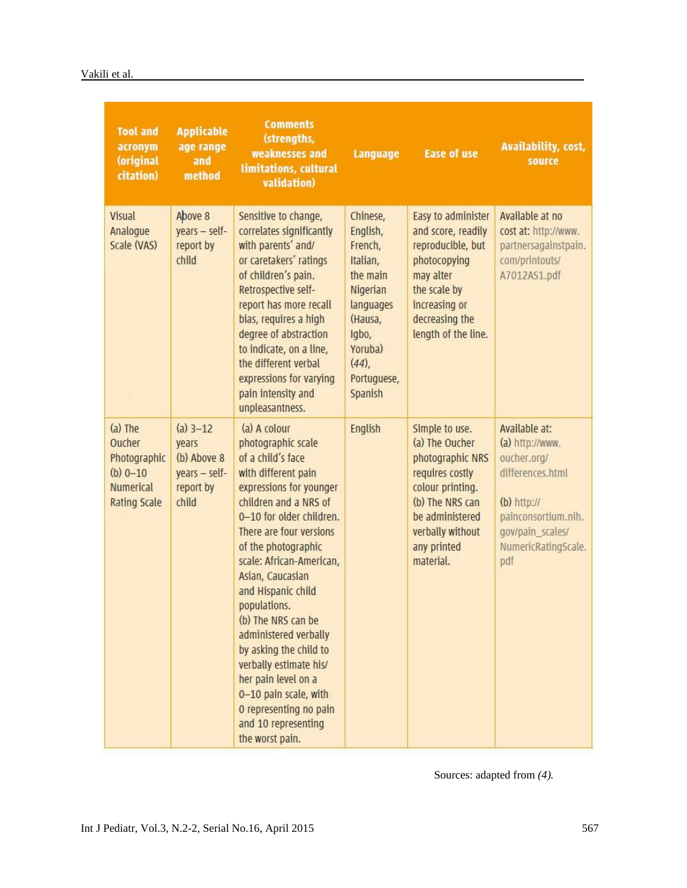| Tool and acronym (original citation) | Applicable age range and method | Comments (strengths, weaknesses and limitations, cultural validation) | Language | Ease of use | Availability, cost, source |
|---|---|---|---|---|---|
| Visual Analogue Scale (VAS) | Above 8 years – self-report by child | Sensitive to change, correlates significantly with parents' and/ or caretakers' ratings of children's pain. Retrospective self-report has more recall bias, requires a high degree of abstraction to indicate, on a line, the different verbal expressions for varying pain intensity and unpleasantness. | Chinese, English, French, Italian, the main Nigerian languages (Hausa, Igbo, Yoruba) *(44)*, Portuguese, Spanish | Easy to administer and score, readily reproducible, but photocopying may alter the scale by increasing or decreasing the length of the line. | Available at no cost at: http://www.partnersagainstpain.com/printouts/A7012AS1.pdf |
| (a) The Oucher Photographic (b) 0–10 Numerical Rating Scale | (a) 3–12 years (b) Above 8 years – self-report by child | (a) A colour photographic scale of a child's face with different pain expressions for younger children and a NRS of 0–10 for older children. There are four versions of the photographic scale: African-American, Asian, Caucasian and Hispanic child populations. (b) The NRS can be administered verbally by asking the child to verbally estimate his/ her pain level on a 0–10 pain scale, with 0 representing no pain and 10 representing the worst pain. | English | Simple to use. (a) The Oucher photographic NRS requires costly colour printing. (b) The NRS can be administered verbally without any printed material. | Available at: (a) http://www.oucher.org/differences.html (b) http://painconsortium.nih.gov/pain_scales/NumericRatingScale.pdf |

Sources: adapted from *(4).*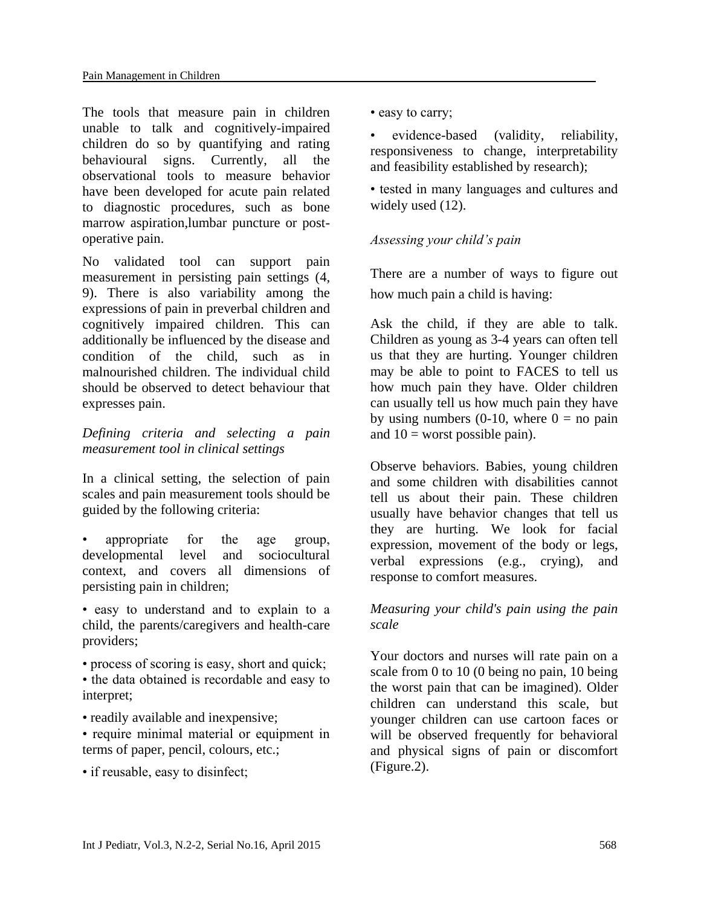The tools that measure pain in children unable to talk and cognitively-impaired children do so by quantifying and rating behavioural signs. Currently, all the observational tools to measure behavior have been developed for acute pain related to diagnostic procedures, such as bone marrow aspiration,lumbar puncture or post-operative pain.

No validated tool can support pain measurement in persisting pain settings (4, 9). There is also variability among the expressions of pain in preverbal children and cognitively impaired children. This can additionally be influenced by the disease and condition of the child, such as in malnourished children. The individual child should be observed to detect behaviour that expresses pain.

*Defining criteria and selecting a pain measurement tool in clinical settings*

In a clinical setting, the selection of pain scales and pain measurement tools should be guided by the following criteria:

- appropriate for the age group, developmental level and sociocultural context, and covers all dimensions of persisting pain in children;
- easy to understand and to explain to a child, the parents/caregivers and health-care providers;
- process of scoring is easy, short and quick;
- the data obtained is recordable and easy to interpret;
- readily available and inexpensive;
- require minimal material or equipment in terms of paper, pencil, colours, etc.;
- if reusable, easy to disinfect;
- easy to carry;
- evidence-based (validity, reliability, responsiveness to change, interpretability and feasibility established by research);
- tested in many languages and cultures and widely used (12).

*Assessing your child’s pain*

There are a number of ways to figure out how much pain a child is having:

Ask the child, if they are able to talk. Children as young as 3-4 years can often tell us that they are hurting. Younger children may be able to point to FACES to tell us how much pain they have. Older children can usually tell us how much pain they have by using numbers (0-10, where 0 = no pain and 10 = worst possible pain).

Observe behaviors. Babies, young children and some children with disabilities cannot tell us about their pain. These children usually have behavior changes that tell us they are hurting. We look for facial expression, movement of the body or legs, verbal expressions (e.g., crying), and response to comfort measures.

*Measuring your child's pain using the pain scale*

Your doctors and nurses will rate pain on a scale from 0 to 10 (0 being no pain, 10 being the worst pain that can be imagined). Older children can understand this scale, but younger children can use cartoon faces or will be observed frequently for behavioral and physical signs of pain or discomfort (Figure.2).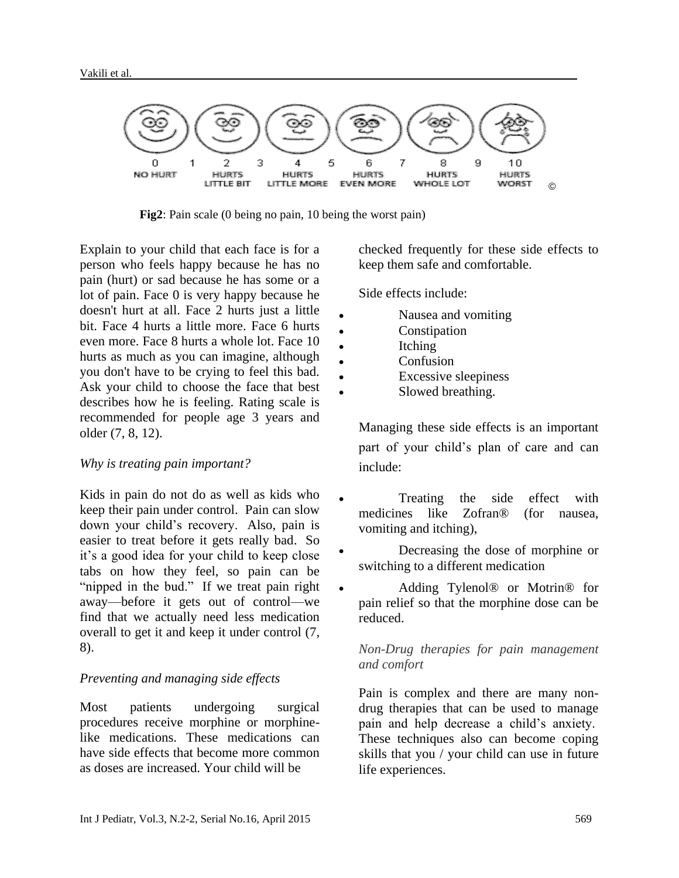0 1 2 3 4 5 6 7 8 9 10

NO HURT — HURTS LITTLE BIT — HURTS LITTLE MORE — HURTS EVEN MORE — HURTS WHOLE LOT — HURTS WORST ©

**Fig2**: Pain scale (0 being no pain, 10 being the worst pain)

Explain to your child that each face is for a person who feels happy because he has no pain (hurt) or sad because he has some or a lot of pain. Face 0 is very happy because he doesn't hurt at all. Face 2 hurts just a little bit. Face 4 hurts a little more. Face 6 hurts even more. Face 8 hurts a whole lot. Face 10 hurts as much as you can imagine, although you don't have to be crying to feel this bad. Ask your child to choose the face that best describes how he is feeling. Rating scale is recommended for people age 3 years and older (7, 8, 12).

*Why is treating pain important?*

Kids in pain do not do as well as kids who keep their pain under control. Pain can slow down your child's recovery. Also, pain is easier to treat before it gets really bad. So it's a good idea for your child to keep close tabs on how they feel, so pain can be "nipped in the bud." If we treat pain right away—before it gets out of control—we find that we actually need less medication overall to get it and keep it under control (7, 8).

*Preventing and managing side effects*

Most patients undergoing surgical procedures receive morphine or morphine-like medications. These medications can have side effects that become more common as doses are increased. Your child will be checked frequently for these side effects to keep them safe and comfortable.

Side effects include:

- Nausea and vomiting
- Constipation
- Itching
- Confusion
- Excessive sleepiness
- Slowed breathing.

Managing these side effects is an important part of your child's plan of care and can include:

- Treating the side effect with medicines like Zofran® (for nausea, vomiting and itching),
- Decreasing the dose of morphine or switching to a different medication
- Adding Tylenol® or Motrin® for pain relief so that the morphine dose can be reduced.

*Non-Drug therapies for pain management and comfort*

Pain is complex and there are many non-drug therapies that can be used to manage pain and help decrease a child's anxiety. These techniques also can become coping skills that you / your child can use in future life experiences.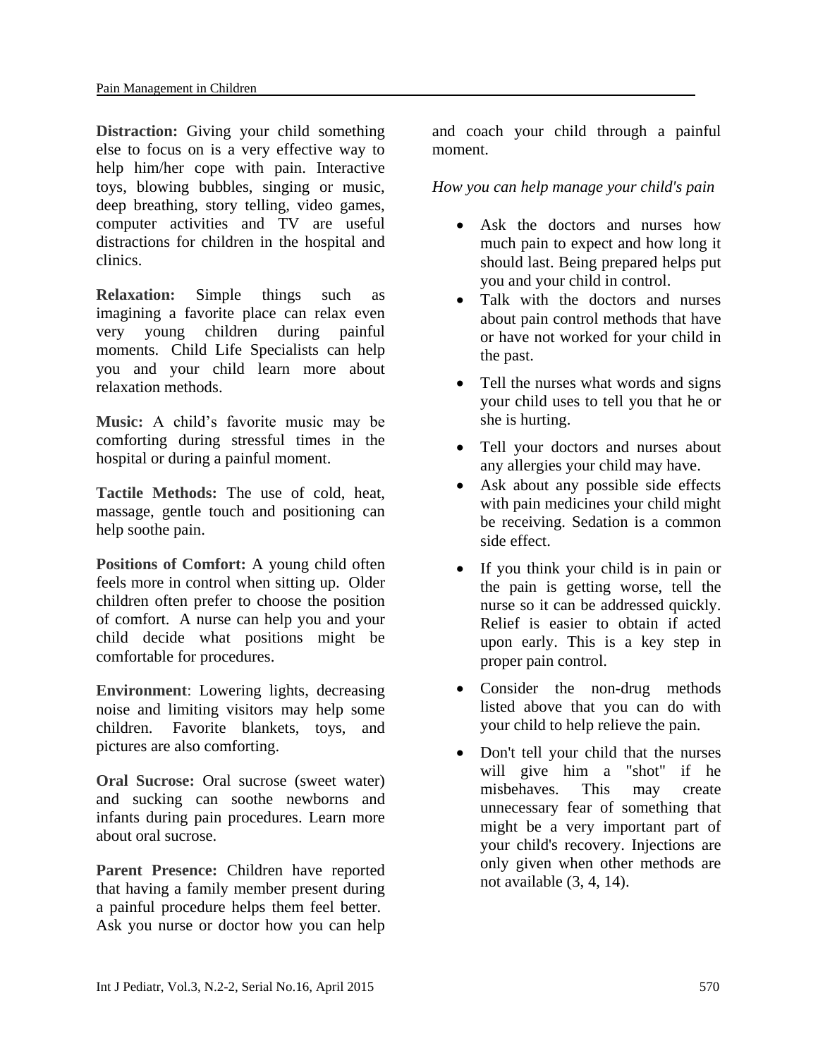**Distraction:** Giving your child something else to focus on is a very effective way to help him/her cope with pain. Interactive toys, blowing bubbles, singing or music, deep breathing, story telling, video games, computer activities and TV are useful distractions for children in the hospital and clinics.

**Relaxation:** Simple things such as imagining a favorite place can relax even very young children during painful moments. Child Life Specialists can help you and your child learn more about relaxation methods.

**Music:** A child's favorite music may be comforting during stressful times in the hospital or during a painful moment.

**Tactile Methods:** The use of cold, heat, massage, gentle touch and positioning can help soothe pain.

**Positions of Comfort:** A young child often feels more in control when sitting up. Older children often prefer to choose the position of comfort. A nurse can help you and your child decide what positions might be comfortable for procedures.

**Environment**: Lowering lights, decreasing noise and limiting visitors may help some children. Favorite blankets, toys, and pictures are also comforting.

**Oral Sucrose:** Oral sucrose (sweet water) and sucking can soothe newborns and infants during pain procedures. Learn more about oral sucrose.

**Parent Presence:** Children have reported that having a family member present during a painful procedure helps them feel better. Ask you nurse or doctor how you can help and coach your child through a painful moment.

*How you can help manage your child's pain*

- Ask the doctors and nurses how much pain to expect and how long it should last. Being prepared helps put you and your child in control.
- Talk with the doctors and nurses about pain control methods that have or have not worked for your child in the past.
- Tell the nurses what words and signs your child uses to tell you that he or she is hurting.
- Tell your doctors and nurses about any allergies your child may have.
- Ask about any possible side effects with pain medicines your child might be receiving. Sedation is a common side effect.
- If you think your child is in pain or the pain is getting worse, tell the nurse so it can be addressed quickly. Relief is easier to obtain if acted upon early. This is a key step in proper pain control.
- Consider the non-drug methods listed above that you can do with your child to help relieve the pain.
- Don't tell your child that the nurses will give him a "shot" if he misbehaves. This may create unnecessary fear of something that might be a very important part of your child's recovery. Injections are only given when other methods are not available (3, 4, 14).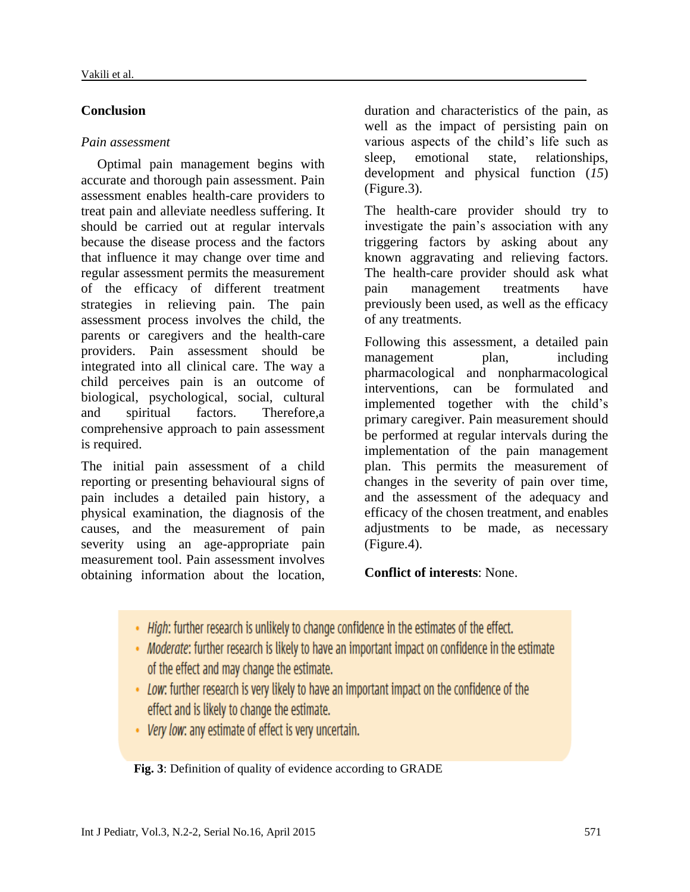## Conclusion

### *Pain assessment*

Optimal pain management begins with accurate and thorough pain assessment. Pain assessment enables health-care providers to treat pain and alleviate needless suffering. It should be carried out at regular intervals because the disease process and the factors that influence it may change over time and regular assessment permits the measurement of the efficacy of different treatment strategies in relieving pain. The pain assessment process involves the child, the parents or caregivers and the health-care providers. Pain assessment should be integrated into all clinical care. The way a child perceives pain is an outcome of biological, psychological, social, cultural and spiritual factors. Therefore,a comprehensive approach to pain assessment is required.

The initial pain assessment of a child reporting or presenting behavioural signs of pain includes a detailed pain history, a physical examination, the diagnosis of the causes, and the measurement of pain severity using an age-appropriate pain measurement tool. Pain assessment involves obtaining information about the location, duration and characteristics of the pain, as well as the impact of persisting pain on various aspects of the child's life such as sleep, emotional state, relationships, development and physical function (*15*) (Figure.3).

The health-care provider should try to investigate the pain's association with any triggering factors by asking about any known aggravating and relieving factors. The health-care provider should ask what pain management treatments have previously been used, as well as the efficacy of any treatments.

Following this assessment, a detailed pain management plan, including pharmacological and nonpharmacological interventions, can be formulated and implemented together with the child's primary caregiver. Pain measurement should be performed at regular intervals during the implementation of the pain management plan. This permits the measurement of changes in the severity of pain over time, and the assessment of the adequacy and efficacy of the chosen treatment, and enables adjustments to be made, as necessary (Figure.4).

**Conflict of interests**: None.

- *High*: further research is unlikely to change confidence in the estimates of the effect.
- *Moderate*: further research is likely to have an important impact on confidence in the estimate of the effect and may change the estimate.
- *Low*: further research is very likely to have an important impact on the confidence of the effect and is likely to change the estimate.
- *Very low*: any estimate of effect is very uncertain.

**Fig. 3**: Definition of quality of evidence according to GRADE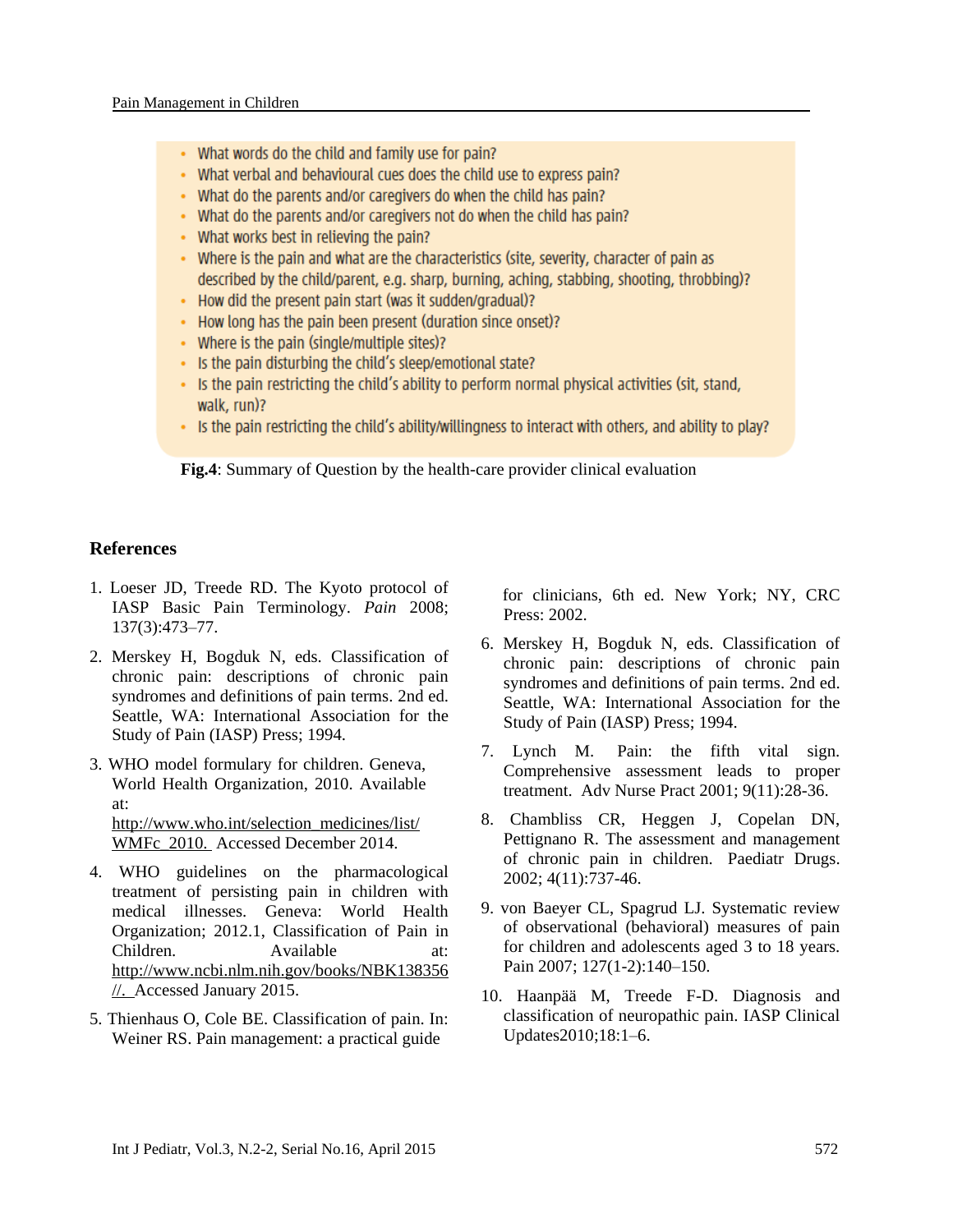- What words do the child and family use for pain?
- What verbal and behavioural cues does the child use to express pain?
- What do the parents and/or caregivers do when the child has pain?
- What do the parents and/or caregivers not do when the child has pain?
- What works best in relieving the pain?
- Where is the pain and what are the characteristics (site, severity, character of pain as described by the child/parent, e.g. sharp, burning, aching, stabbing, shooting, throbbing)?
- How did the present pain start (was it sudden/gradual)?
- How long has the pain been present (duration since onset)?
- Where is the pain (single/multiple sites)?
- Is the pain disturbing the child's sleep/emotional state?
- Is the pain restricting the child's ability to perform normal physical activities (sit, stand, walk, run)?
- Is the pain restricting the child's ability/willingness to interact with others, and ability to play?

**Fig.4**: Summary of Question by the health-care provider clinical evaluation

## References

1. Loeser JD, Treede RD. The Kyoto protocol of IASP Basic Pain Terminology. *Pain* 2008; 137(3):473–77.
2. Merskey H, Bogduk N, eds. Classification of chronic pain: descriptions of chronic pain syndromes and definitions of pain terms. 2nd ed. Seattle, WA: International Association for the Study of Pain (IASP) Press; 1994.
3. WHO model formulary for children. Geneva, World Health Organization, 2010. Available at: http://www.who.int/selection_medicines/list/WMFc_2010. Accessed December 2014.
4. WHO guidelines on the pharmacological treatment of persisting pain in children with medical illnesses. Geneva: World Health Organization; 2012.1, Classification of Pain in Children. Available at: http://www.ncbi.nlm.nih.gov/books/NBK138356//. Accessed January 2015.
5. Thienhaus O, Cole BE. Classification of pain. In: Weiner RS. Pain management: a practical guide for clinicians, 6th ed. New York; NY, CRC Press: 2002.
6. Merskey H, Bogduk N, eds. Classification of chronic pain: descriptions of chronic pain syndromes and definitions of pain terms. 2nd ed. Seattle, WA: International Association for the Study of Pain (IASP) Press; 1994.
7. Lynch M. Pain: the fifth vital sign. Comprehensive assessment leads to proper treatment. Adv Nurse Pract 2001; 9(11):28-36.
8. Chambliss CR, Heggen J, Copelan DN, Pettignano R. The assessment and management of chronic pain in children. Paediatr Drugs. 2002; 4(11):737-46.
9. von Baeyer CL, Spagrud LJ. Systematic review of observational (behavioral) measures of pain for children and adolescents aged 3 to 18 years. Pain 2007; 127(1-2):140–150.
10. Haanpää M, Treede F-D. Diagnosis and classification of neuropathic pain. IASP Clinical Updates2010;18:1–6.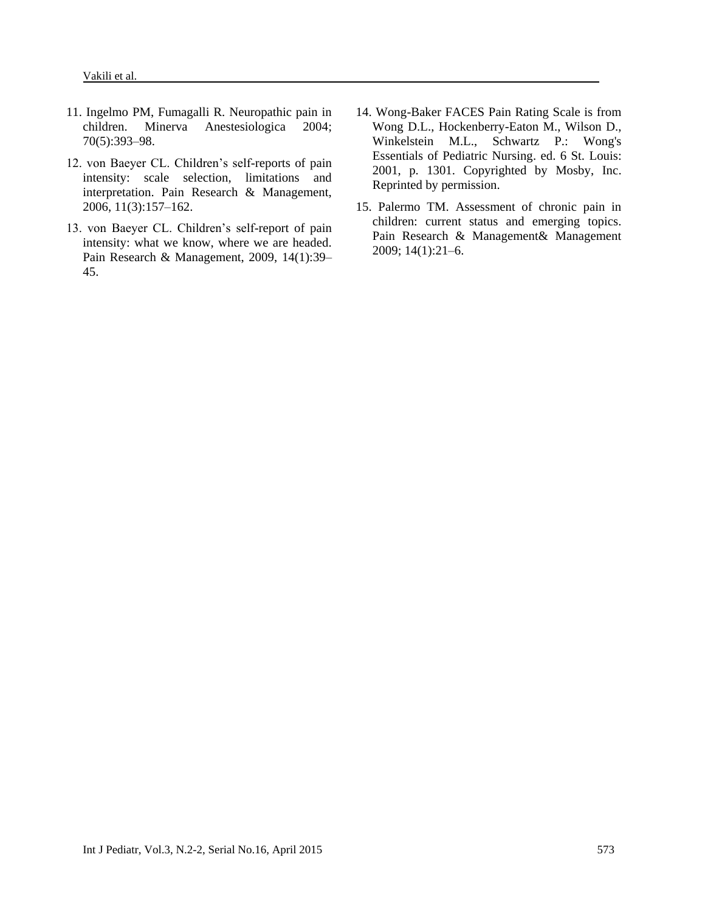11. Ingelmo PM, Fumagalli R. Neuropathic pain in children. Minerva Anestesiologica 2004; 70(5):393–98.

12. von Baeyer CL. Children’s self-reports of pain intensity: scale selection, limitations and interpretation. Pain Research & Management, 2006, 11(3):157–162.

13. von Baeyer CL. Children’s self-report of pain intensity: what we know, where we are headed. Pain Research & Management, 2009, 14(1):39–45.

14. Wong-Baker FACES Pain Rating Scale is from Wong D.L., Hockenberry-Eaton M., Wilson D., Winkelstein M.L., Schwartz P.: Wong's Essentials of Pediatric Nursing. ed. 6 St. Louis: 2001, p. 1301. Copyrighted by Mosby, Inc. Reprinted by permission.

15. Palermo TM. Assessment of chronic pain in children: current status and emerging topics. Pain Research & Management& Management 2009; 14(1):21–6.